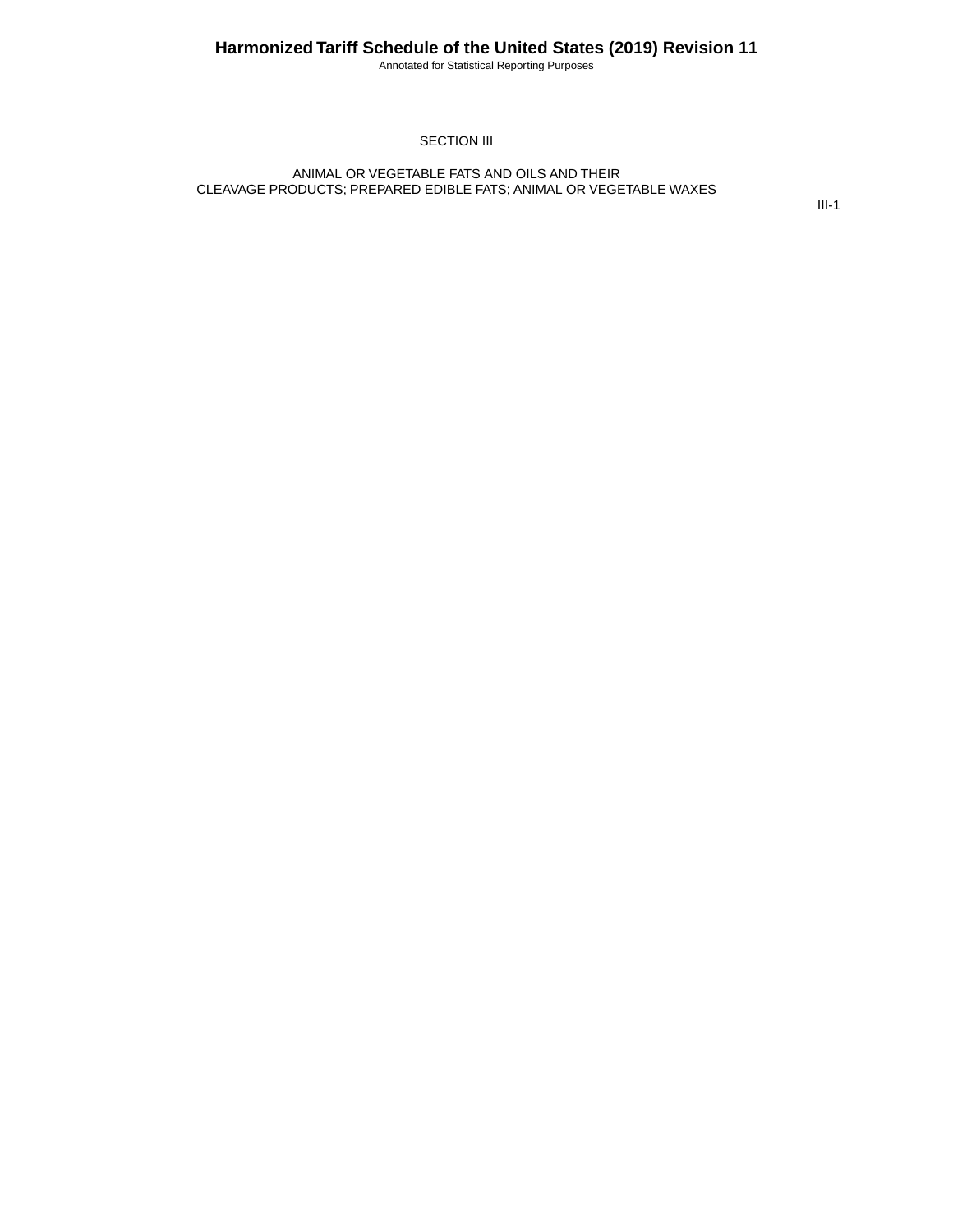# SECTION III

## ANIMAL OR VEGETABLE FATS AND OILS AND THEIR CLEAVAGE PRODUCTS; PREPARED EDIBLE FATS; ANIMAL OR VEGETABLE WAXES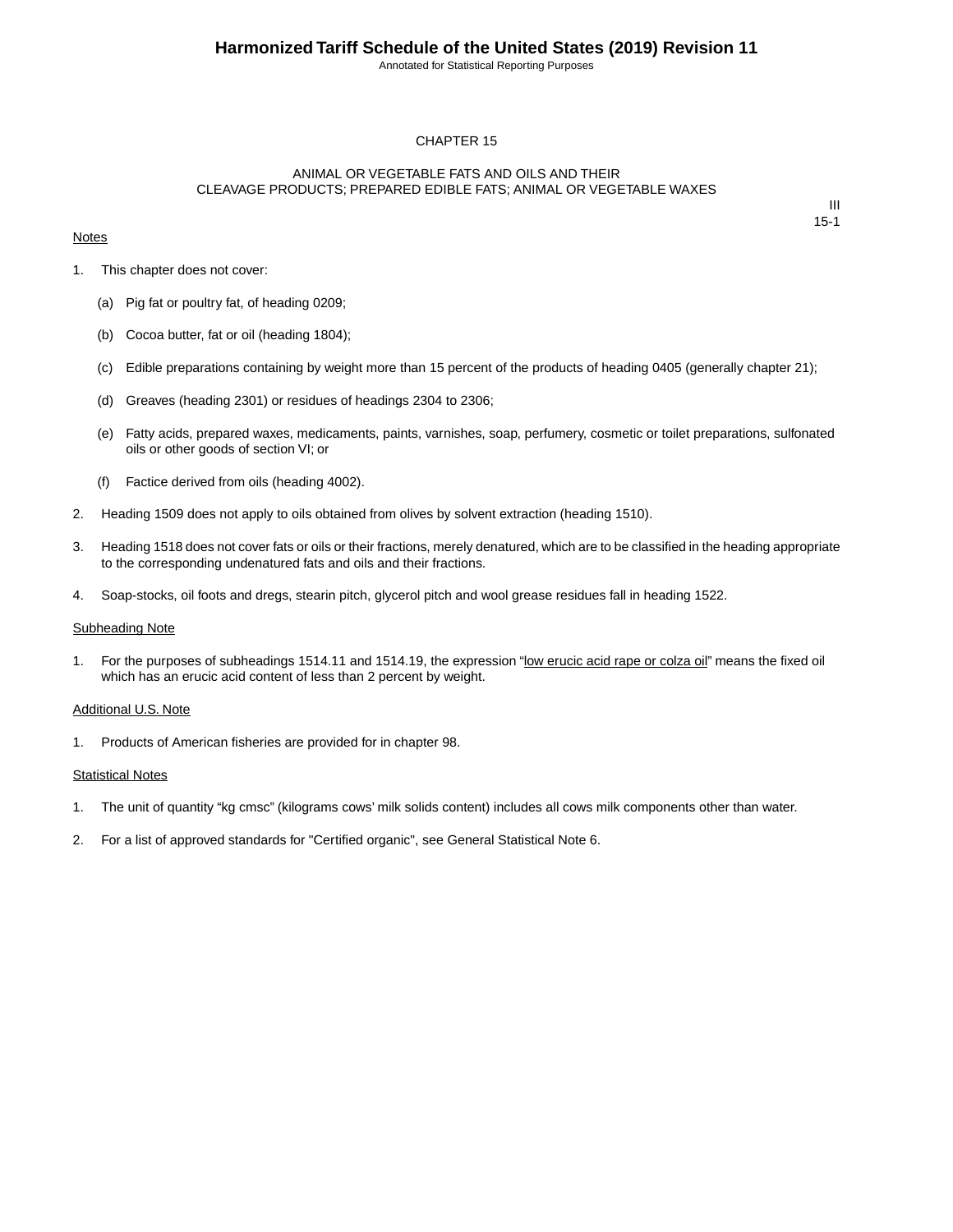# CHAPTER 15

## ANIMAL OR VEGETABLE FATS AND OILS AND THEIR CLEAVAGE PRODUCTS; PREPARED EDIBLE FATS; ANIMAL OR VEGETABLE WAXES

III
15-1

Notes

1. This chapter does not cover:

   (a) Pig fat or poultry fat, of heading 0209;

   (b) Cocoa butter, fat or oil (heading 1804);

   (c) Edible preparations containing by weight more than 15 percent of the products of heading 0405 (generally chapter 21);

   (d) Greaves (heading 2301) or residues of headings 2304 to 2306;

   (e) Fatty acids, prepared waxes, medicaments, paints, varnishes, soap, perfumery, cosmetic or toilet preparations, sulfonated oils or other goods of section VI; or

   (f) Factice derived from oils (heading 4002).

2. Heading 1509 does not apply to oils obtained from olives by solvent extraction (heading 1510).

3. Heading 1518 does not cover fats or oils or their fractions, merely denatured, which are to be classified in the heading appropriate to the corresponding undenatured fats and oils and their fractions.

4. Soap-stocks, oil foots and dregs, stearin pitch, glycerol pitch and wool grease residues fall in heading 1522.

Subheading Note

1. For the purposes of subheadings 1514.11 and 1514.19, the expression "low erucic acid rape or colza oil" means the fixed oil which has an erucic acid content of less than 2 percent by weight.

Additional U.S. Note

1. Products of American fisheries are provided for in chapter 98.

Statistical Notes

1. The unit of quantity "kg cmsc" (kilograms cows' milk solids content) includes all cows milk components other than water.

2. For a list of approved standards for "Certified organic", see General Statistical Note 6.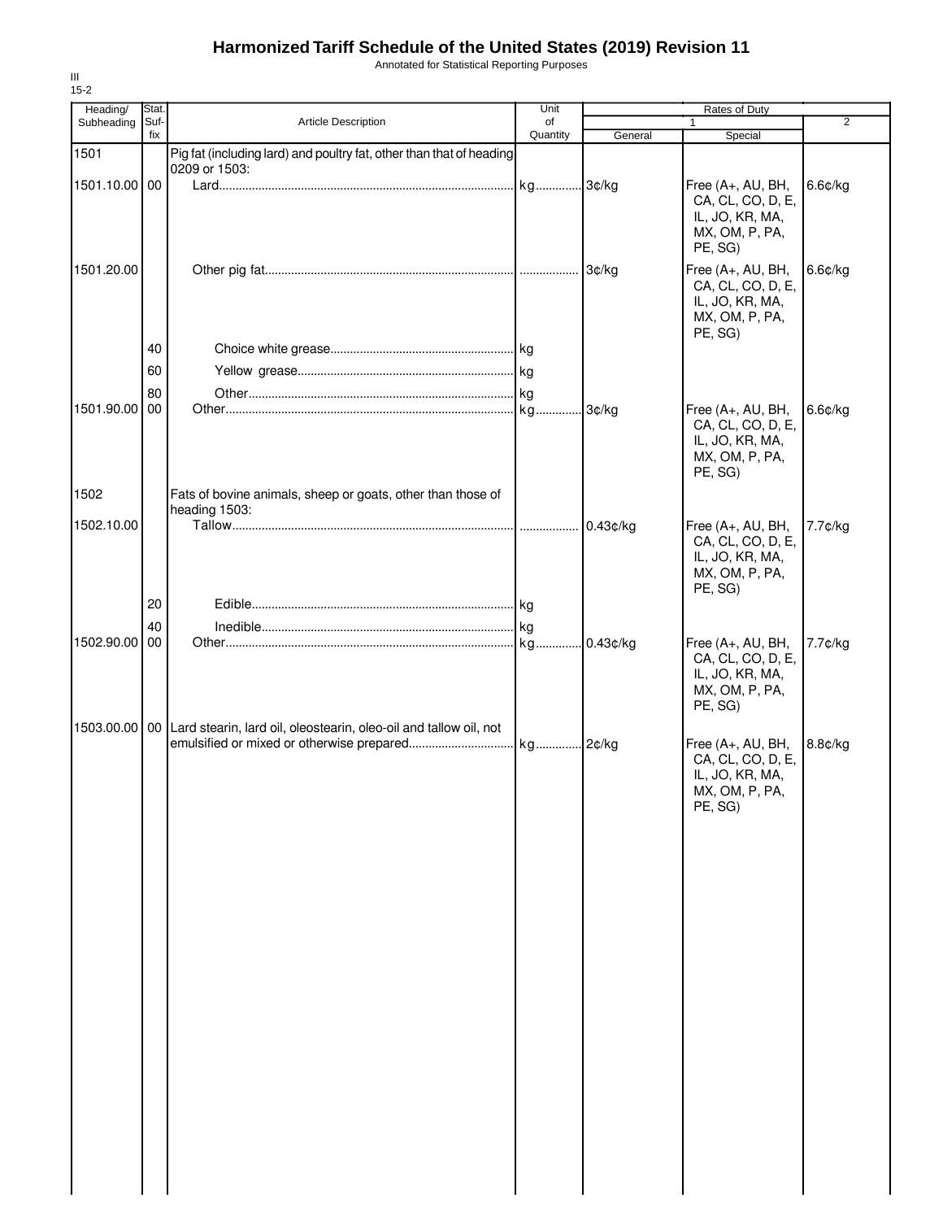# Harmonized Tariff Schedule of the United States (2019) Revision 11

Annotated for Statistical Reporting Purposes

III
15-2

| Heading/ Subheading | Stat. Suf- fix | Article Description | Unit of Quantity | Rates of Duty | | |
|---|---|---|---|---|---|---|
| | | | | 1 | | 2 |
| | | | | General | Special | |
| 1501 | | Pig fat (including lard) and poultry fat, other than that of heading 0209 or 1503: | | | | |
| 1501.10.00 | 00 | Lard | kg | 3¢/kg | Free (A+, AU, BH, CA, CL, CO, D, E, IL, JO, KR, MA, MX, OM, P, PA, PE, SG) | 6.6¢/kg |
| 1501.20.00 | | Other pig fat | | 3¢/kg | Free (A+, AU, BH, CA, CL, CO, D, E, IL, JO, KR, MA, MX, OM, P, PA, PE, SG) | 6.6¢/kg |
| | 40 | Choice white grease | kg | | | |
| | 60 | Yellow grease | kg | | | |
| | 80 | Other | kg | | | |
| 1501.90.00 | 00 | Other | kg | 3¢/kg | Free (A+, AU, BH, CA, CL, CO, D, E, IL, JO, KR, MA, MX, OM, P, PA, PE, SG) | 6.6¢/kg |
| 1502 | | Fats of bovine animals, sheep or goats, other than those of heading 1503: | | | | |
| 1502.10.00 | | Tallow | | 0.43¢/kg | Free (A+, AU, BH, CA, CL, CO, D, E, IL, JO, KR, MA, MX, OM, P, PA, PE, SG) | 7.7¢/kg |
| | 20 | Edible | kg | | | |
| | 40 | Inedible | kg | | | |
| 1502.90.00 | 00 | Other | kg | 0.43¢/kg | Free (A+, AU, BH, CA, CL, CO, D, E, IL, JO, KR, MA, MX, OM, P, PA, PE, SG) | 7.7¢/kg |
| 1503.00.00 | 00 | Lard stearin, lard oil, oleostearin, oleo-oil and tallow oil, not emulsified or mixed or otherwise prepared | kg | 2¢/kg | Free (A+, AU, BH, CA, CL, CO, D, E, IL, JO, KR, MA, MX, OM, P, PA, PE, SG) | 8.8¢/kg |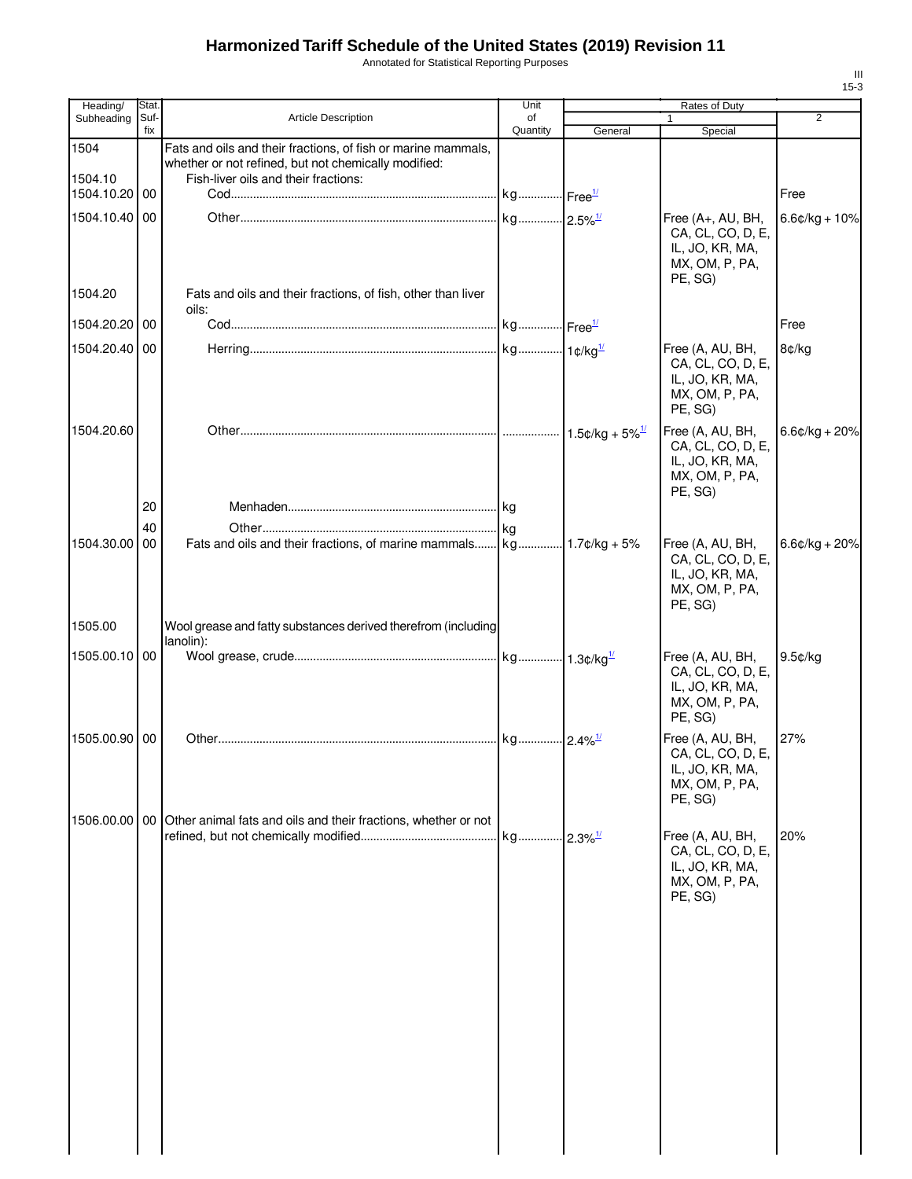# Harmonized Tariff Schedule of the United States (2019) Revision 11

Annotated for Statistical Reporting Purposes

| Heading/ Subheading | Stat. Suf- fix | Article Description | Unit of Quantity | Rates of Duty 1 General | Rates of Duty 1 Special | Rates of Duty 2 |
|---|---|---|---|---|---|---|
| 1504 | | Fats and oils and their fractions, of fish or marine mammals, whether or not refined, but not chemically modified: | | | | |
| 1504.10 | | Fish-liver oils and their fractions: | | | | |
| 1504.10.20 | 00 | Cod | kg | Free[1/] | | Free |
| 1504.10.40 | 00 | Other | kg | 2.5%[1/] | Free (A+, AU, BH, CA, CL, CO, D, E, IL, JO, KR, MA, MX, OM, P, PA, PE, SG) | 6.6¢/kg + 10% |
| 1504.20 | | Fats and oils and their fractions, of fish, other than liver oils: | | | | |
| 1504.20.20 | 00 | Cod | kg | Free[1/] | | Free |
| 1504.20.40 | 00 | Herring | kg | 1¢/kg[1/] | Free (A, AU, BH, CA, CL, CO, D, E, IL, JO, KR, MA, MX, OM, P, PA, PE, SG) | 8¢/kg |
| 1504.20.60 | | Other | | 1.5¢/kg + 5%[1/] | Free (A, AU, BH, CA, CL, CO, D, E, IL, JO, KR, MA, MX, OM, P, PA, PE, SG) | 6.6¢/kg + 20% |
| | 20 | Menhaden | kg | | | |
| | 40 | Other | kg | | | |
| 1504.30.00 | 00 | Fats and oils and their fractions, of marine mammals | kg | 1.7¢/kg + 5% | Free (A, AU, BH, CA, CL, CO, D, E, IL, JO, KR, MA, MX, OM, P, PA, PE, SG) | 6.6¢/kg + 20% |
| 1505.00 | | Wool grease and fatty substances derived therefrom (including lanolin): | | | | |
| 1505.00.10 | 00 | Wool grease, crude | kg | 1.3¢/kg[1/] | Free (A, AU, BH, CA, CL, CO, D, E, IL, JO, KR, MA, MX, OM, P, PA, PE, SG) | 9.5¢/kg |
| 1505.00.90 | 00 | Other | kg | 2.4%[1/] | Free (A, AU, BH, CA, CL, CO, D, E, IL, JO, KR, MA, MX, OM, P, PA, PE, SG) | 27% |
| 1506.00.00 | 00 | Other animal fats and oils and their fractions, whether or not refined, but not chemically modified | kg | 2.3%[1/] | Free (A, AU, BH, CA, CL, CO, D, E, IL, JO, KR, MA, MX, OM, P, PA, PE, SG) | 20% |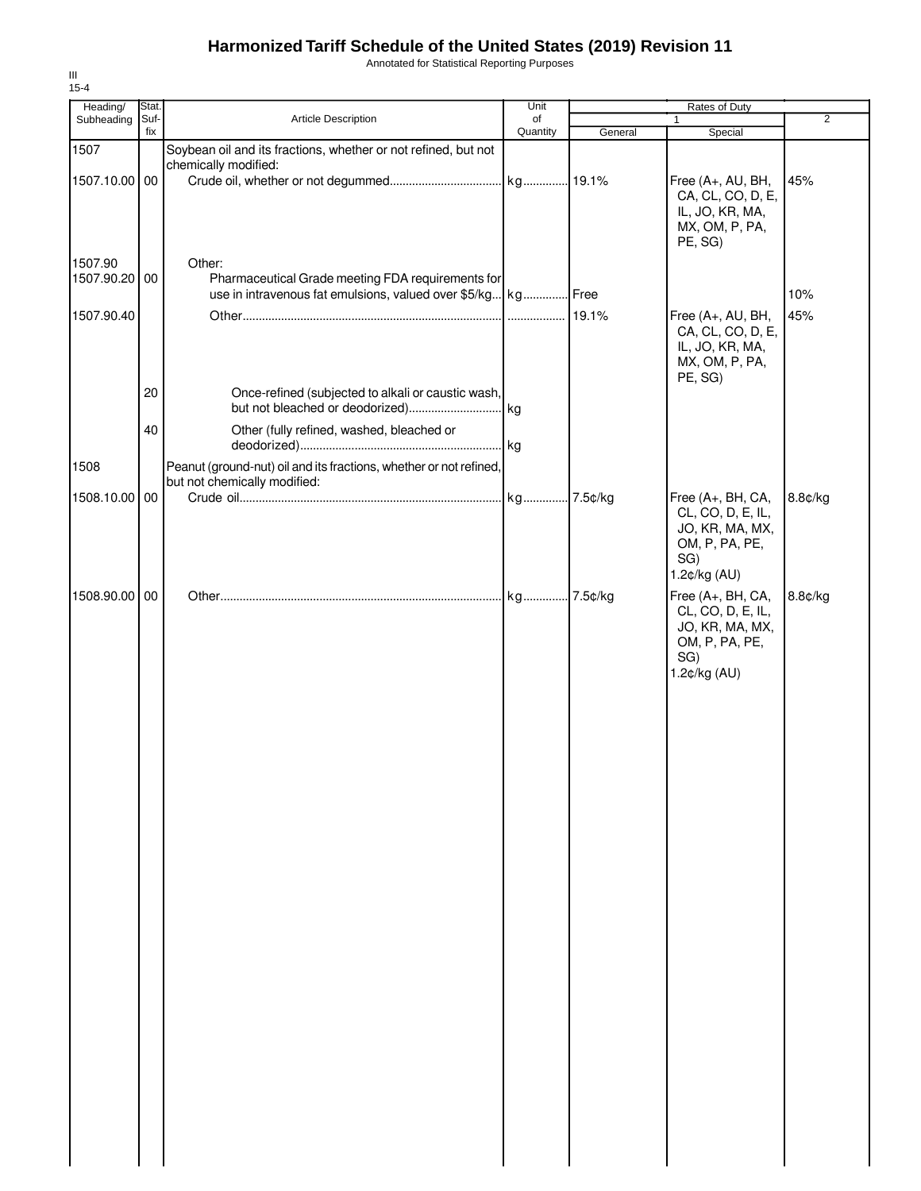# Harmonized Tariff Schedule of the United States (2019) Revision 11

Annotated for Statistical Reporting Purposes

III
15-4

| Heading/ Subheading | Stat. Suf- fix | Article Description | Unit of Quantity | Rates of Duty 1 General | Special | 2 |
|---|---|---|---|---|---|---|
| 1507 | | Soybean oil and its fractions, whether or not refined, but not chemically modified: | | | | |
| 1507.10.00 | 00 | Crude oil, whether or not degummed | kg | 19.1% | Free (A+, AU, BH, CA, CL, CO, D, E, IL, JO, KR, MA, MX, OM, P, PA, PE, SG) | 45% |
| 1507.90 | | Other: | | | | |
| 1507.90.20 | 00 | Pharmaceutical Grade meeting FDA requirements for use in intravenous fat emulsions, valued over $5/kg | kg | Free | | 10% |
| 1507.90.40 | | Other | | 19.1% | Free (A+, AU, BH, CA, CL, CO, D, E, IL, JO, KR, MA, MX, OM, P, PA, PE, SG) | 45% |
| | 20 | Once-refined (subjected to alkali or caustic wash, but not bleached or deodorized) | kg | | | |
| | 40 | Other (fully refined, washed, bleached or deodorized) | kg | | | |
| 1508 | | Peanut (ground-nut) oil and its fractions, whether or not refined, but not chemically modified: | | | | |
| 1508.10.00 | 00 | Crude oil | kg | 7.5¢/kg | Free (A+, BH, CA, CL, CO, D, E, IL, JO, KR, MA, MX, OM, P, PA, PE, SG) 1.2¢/kg (AU) | 8.8¢/kg |
| 1508.90.00 | 00 | Other | kg | 7.5¢/kg | Free (A+, BH, CA, CL, CO, D, E, IL, JO, KR, MA, MX, OM, P, PA, PE, SG) 1.2¢/kg (AU) | 8.8¢/kg |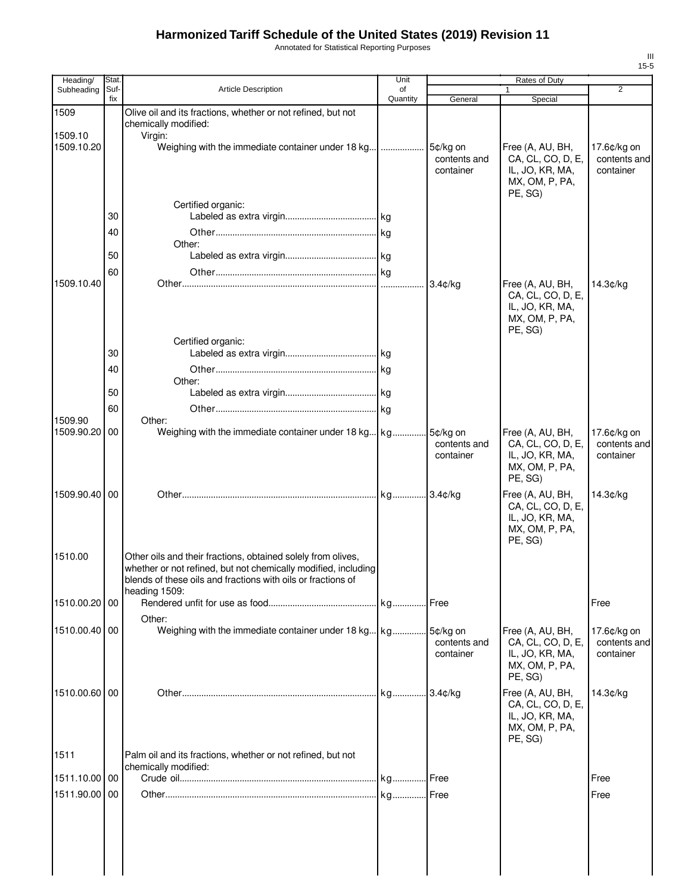# Harmonized Tariff Schedule of the United States (2019) Revision 11

Annotated for Statistical Reporting Purposes

III
15-5

| Heading/ Subheading | Stat. Suf- fix | Article Description | Unit of Quantity | Rates of Duty 1 General | Special | 2 |
|---|---|---|---|---|---|---|
| 1509 | | Olive oil and its fractions, whether or not refined, but not chemically modified: | | | | |
| 1509.10 | | Virgin: | | | | |
| 1509.10.20 | | Weighing with the immediate container under 18 kg | | 5¢/kg on contents and container | Free (A, AU, BH, CA, CL, CO, D, E, IL, JO, KR, MA, MX, OM, P, PA, PE, SG) | 17.6¢/kg on contents and container |
| | | Certified organic: | | | | |
| | 30 | Labeled as extra virgin | kg | | | |
| | 40 | Other | kg | | | |
| | | Other: | | | | |
| | 50 | Labeled as extra virgin | kg | | | |
| | 60 | Other | kg | | | |
| 1509.10.40 | | Other | | 3.4¢/kg | Free (A, AU, BH, CA, CL, CO, D, E, IL, JO, KR, MA, MX, OM, P, PA, PE, SG) | 14.3¢/kg |
| | | Certified organic: | | | | |
| | 30 | Labeled as extra virgin | kg | | | |
| | 40 | Other | kg | | | |
| | | Other: | | | | |
| | 50 | Labeled as extra virgin | kg | | | |
| | 60 | Other | kg | | | |
| 1509.90 | | Other: | | | | |
| 1509.90.20 | 00 | Weighing with the immediate container under 18 kg | kg | 5¢/kg on contents and container | Free (A, AU, BH, CA, CL, CO, D, E, IL, JO, KR, MA, MX, OM, P, PA, PE, SG) | 17.6¢/kg on contents and container |
| 1509.90.40 | 00 | Other | kg | 3.4¢/kg | Free (A, AU, BH, CA, CL, CO, D, E, IL, JO, KR, MA, MX, OM, P, PA, PE, SG) | 14.3¢/kg |
| 1510.00 | | Other oils and their fractions, obtained solely from olives, whether or not refined, but not chemically modified, including blends of these oils and fractions with oils or fractions of heading 1509: | | | | |
| 1510.00.20 | 00 | Rendered unfit for use as food | kg | Free | | Free |
| | | Other: | | | | |
| 1510.00.40 | 00 | Weighing with the immediate container under 18 kg | kg | 5¢/kg on contents and container | Free (A, AU, BH, CA, CL, CO, D, E, IL, JO, KR, MA, MX, OM, P, PA, PE, SG) | 17.6¢/kg on contents and container |
| 1510.00.60 | 00 | Other | kg | 3.4¢/kg | Free (A, AU, BH, CA, CL, CO, D, E, IL, JO, KR, MA, MX, OM, P, PA, PE, SG) | 14.3¢/kg |
| 1511 | | Palm oil and its fractions, whether or not refined, but not chemically modified: | | | | |
| 1511.10.00 | 00 | Crude oil | kg | Free | | Free |
| 1511.90.00 | 00 | Other | kg | Free | | Free |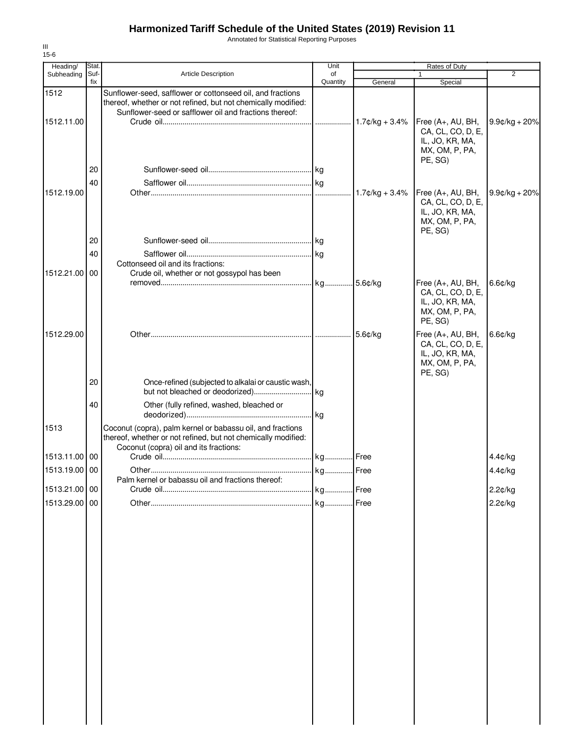# Harmonized Tariff Schedule of the United States (2019) Revision 11

Annotated for Statistical Reporting Purposes

III
15-6

| Heading/ Subheading | Stat. Suf-fix | Article Description | Unit of Quantity | Rates of Duty 1 General | Rates of Duty 1 Special | Rates of Duty 2 |
|---|---|---|---|---|---|---|
| 1512 | | Sunflower-seed, safflower or cottonseed oil, and fractions thereof, whether or not refined, but not chemically modified: | | | | |
| | | Sunflower-seed or safflower oil and fractions thereof: | | | | |
| 1512.11.00 | | Crude oil | | 1.7¢/kg + 3.4% | Free (A+, AU, BH, CA, CL, CO, D, E, IL, JO, KR, MA, MX, OM, P, PA, PE, SG) | 9.9¢/kg + 20% |
| | 20 | Sunflower-seed oil | kg | | | |
| | 40 | Safflower oil | kg | | | |
| 1512.19.00 | | Other | | 1.7¢/kg + 3.4% | Free (A+, AU, BH, CA, CL, CO, D, E, IL, JO, KR, MA, MX, OM, P, PA, PE, SG) | 9.9¢/kg + 20% |
| | 20 | Sunflower-seed oil | kg | | | |
| | 40 | Safflower oil | kg | | | |
| | | Cottonseed oil and its fractions: | | | | |
| 1512.21.00 | 00 | Crude oil, whether or not gossypol has been removed | kg | 5.6¢/kg | Free (A+, AU, BH, CA, CL, CO, D, E, IL, JO, KR, MA, MX, OM, P, PA, PE, SG) | 6.6¢/kg |
| 1512.29.00 | | Other | | 5.6¢/kg | Free (A+, AU, BH, CA, CL, CO, D, E, IL, JO, KR, MA, MX, OM, P, PA, PE, SG) | 6.6¢/kg |
| | 20 | Once-refined (subjected to alkalai or caustic wash, but not bleached or deodorized) | kg | | | |
| | 40 | Other (fully refined, washed, bleached or deodorized) | kg | | | |
| 1513 | | Coconut (copra), palm kernel or babassu oil, and fractions thereof, whether or not refined, but not chemically modified: | | | | |
| | | Coconut (copra) oil and its fractions: | | | | |
| 1513.11.00 | 00 | Crude oil | kg | Free | | 4.4¢/kg |
| 1513.19.00 | 00 | Other | kg | Free | | 4.4¢/kg |
| | | Palm kernel or babassu oil and fractions thereof: | | | | |
| 1513.21.00 | 00 | Crude oil | kg | Free | | 2.2¢/kg |
| 1513.29.00 | 00 | Other | kg | Free | | 2.2¢/kg |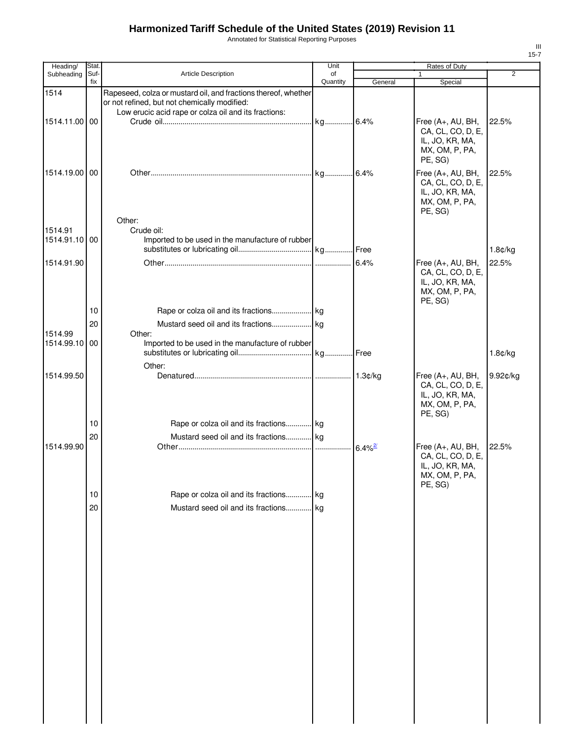# Harmonized Tariff Schedule of the United States (2019) Revision 11

Annotated for Statistical Reporting Purposes

| Heading/ Subheading | Stat. Suf- fix | Article Description | Unit of Quantity | Rates of Duty 1 General | Special | 2 |
|---|---|---|---|---|---|---|
| 1514 | | Rapeseed, colza or mustard oil, and fractions thereof, whether or not refined, but not chemically modified: | | | | |
| | | Low erucic acid rape or colza oil and its fractions: | | | | |
| 1514.11.00 | 00 | Crude oil | kg | 6.4% | Free (A+, AU, BH, CA, CL, CO, D, E, IL, JO, KR, MA, MX, OM, P, PA, PE, SG) | 22.5% |
| 1514.19.00 | 00 | Other | kg | 6.4% | Free (A+, AU, BH, CA, CL, CO, D, E, IL, JO, KR, MA, MX, OM, P, PA, PE, SG) | 22.5% |
| | | Other: | | | | |
| 1514.91 | | Crude oil: | | | | |
| 1514.91.10 | 00 | Imported to be used in the manufacture of rubber substitutes or lubricating oil | kg | Free | | 1.8¢/kg |
| 1514.91.90 | | Other | | 6.4% | Free (A+, AU, BH, CA, CL, CO, D, E, IL, JO, KR, MA, MX, OM, P, PA, PE, SG) | 22.5% |
| | 10 | Rape or colza oil and its fractions | kg | | | |
| | 20 | Mustard seed oil and its fractions | kg | | | |
| 1514.99 | | Other: | | | | |
| 1514.99.10 | 00 | Imported to be used in the manufacture of rubber substitutes or lubricating oil | kg | Free | | 1.8¢/kg |
| | | Other: | | | | |
| 1514.99.50 | | Denatured | | 1.3¢/kg | Free (A+, AU, BH, CA, CL, CO, D, E, IL, JO, KR, MA, MX, OM, P, PA, PE, SG) | 9.92¢/kg |
| | 10 | Rape or colza oil and its fractions | kg | | | |
| | 20 | Mustard seed oil and its fractions | kg | | | |
| 1514.99.90 | | Other | | 6.4% [2/] | Free (A+, AU, BH, CA, CL, CO, D, E, IL, JO, KR, MA, MX, OM, P, PA, PE, SG) | 22.5% |
| | 10 | Rape or colza oil and its fractions | kg | | | |
| | 20 | Mustard seed oil and its fractions | kg | | | |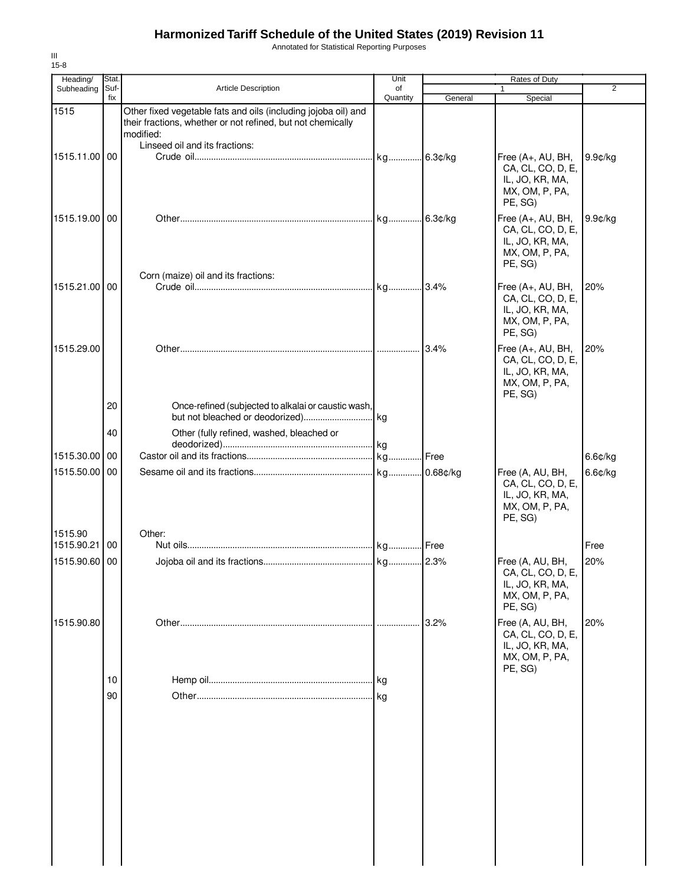# Harmonized Tariff Schedule of the United States (2019) Revision 11

Annotated for Statistical Reporting Purposes

III
15-8

| Heading/ Subheading | Stat. Suf- fix | Article Description | Unit of Quantity | Rates of Duty 1 General | Special | 2 |
|---|---|---|---|---|---|---|
| 1515 | | Other fixed vegetable fats and oils (including jojoba oil) and their fractions, whether or not refined, but not chemically modified: | | | | |
| | | Linseed oil and its fractions: | | | | |
| 1515.11.00 | 00 | Crude oil | kg | 6.3¢/kg | Free (A+, AU, BH, CA, CL, CO, D, E, IL, JO, KR, MA, MX, OM, P, PA, PE, SG) | 9.9¢/kg |
| 1515.19.00 | 00 | Other | kg | 6.3¢/kg | Free (A+, AU, BH, CA, CL, CO, D, E, IL, JO, KR, MA, MX, OM, P, PA, PE, SG) | 9.9¢/kg |
| | | Corn (maize) oil and its fractions: | | | | |
| 1515.21.00 | 00 | Crude oil | kg | 3.4% | Free (A+, AU, BH, CA, CL, CO, D, E, IL, JO, KR, MA, MX, OM, P, PA, PE, SG) | 20% |
| 1515.29.00 | | Other | | 3.4% | Free (A+, AU, BH, CA, CL, CO, D, E, IL, JO, KR, MA, MX, OM, P, PA, PE, SG) | 20% |
| | 20 | Once-refined (subjected to alkalai or caustic wash, but not bleached or deodorized) | kg | | | |
| | 40 | Other (fully refined, washed, bleached or deodorized) | kg | | | |
| 1515.30.00 | 00 | Castor oil and its fractions | kg | Free | | 6.6¢/kg |
| 1515.50.00 | 00 | Sesame oil and its fractions | kg | 0.68¢/kg | Free (A, AU, BH, CA, CL, CO, D, E, IL, JO, KR, MA, MX, OM, P, PA, PE, SG) | 6.6¢/kg |
| 1515.90 | | Other: | | | | |
| 1515.90.21 | 00 | Nut oils | kg | Free | | Free |
| 1515.90.60 | 00 | Jojoba oil and its fractions | kg | 2.3% | Free (A, AU, BH, CA, CL, CO, D, E, IL, JO, KR, MA, MX, OM, P, PA, PE, SG) | 20% |
| 1515.90.80 | | Other | | 3.2% | Free (A, AU, BH, CA, CL, CO, D, E, IL, JO, KR, MA, MX, OM, P, PA, PE, SG) | 20% |
| | 10 | Hemp oil | kg | | | |
| | 90 | Other | kg | | | |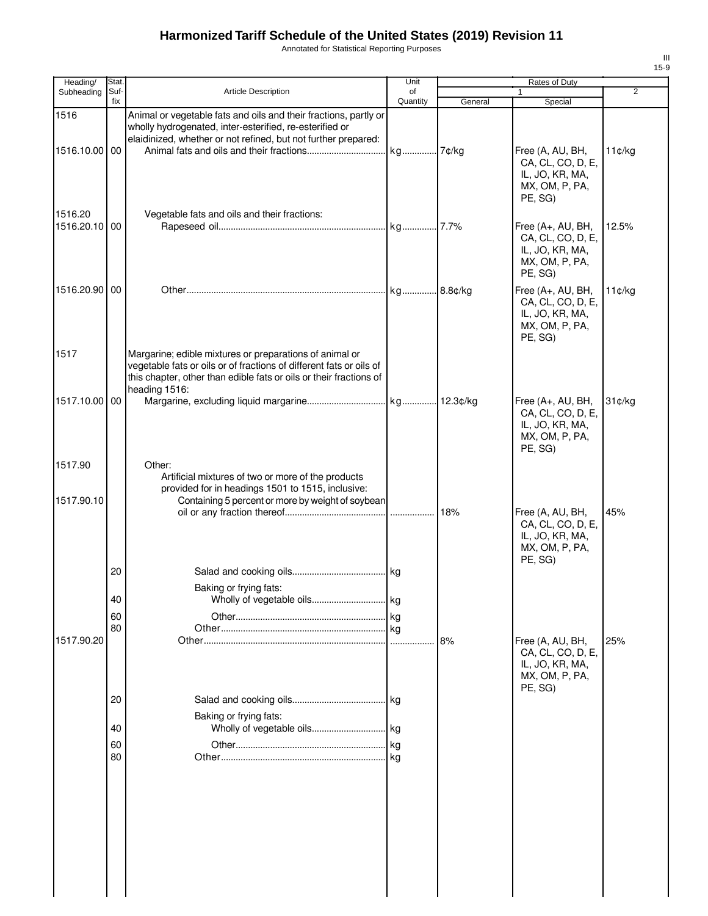# Harmonized Tariff Schedule of the United States (2019) Revision 11

Annotated for Statistical Reporting Purposes

| Heading/ Subheading | Stat. Suf- fix | Article Description | Unit of Quantity | Rates of Duty 1 General | Special | 2 |
|---|---|---|---|---|---|---|
| 1516 | | Animal or vegetable fats and oils and their fractions, partly or wholly hydrogenated, inter-esterified, re-esterified or elaidinized, whether or not refined, but not further prepared: | | | | |
| 1516.10.00 | 00 | Animal fats and oils and their fractions | kg | 7¢/kg | Free (A, AU, BH, CA, CL, CO, D, E, IL, JO, KR, MA, MX, OM, P, PA, PE, SG) | 11¢/kg |
| 1516.20 | | Vegetable fats and oils and their fractions: | | | | |
| 1516.20.10 | 00 | Rapeseed oil | kg | 7.7% | Free (A+, AU, BH, CA, CL, CO, D, E, IL, JO, KR, MA, MX, OM, P, PA, PE, SG) | 12.5% |
| 1516.20.90 | 00 | Other | kg | 8.8¢/kg | Free (A+, AU, BH, CA, CL, CO, D, E, IL, JO, KR, MA, MX, OM, P, PA, PE, SG) | 11¢/kg |
| 1517 | | Margarine; edible mixtures or preparations of animal or vegetable fats or oils or of fractions of different fats or oils of this chapter, other than edible fats or oils or their fractions of heading 1516: | | | | |
| 1517.10.00 | 00 | Margarine, excluding liquid margarine | kg | 12.3¢/kg | Free (A+, AU, BH, CA, CL, CO, D, E, IL, JO, KR, MA, MX, OM, P, PA, PE, SG) | 31¢/kg |
| 1517.90 | | Other: | | | | |
| | | Artificial mixtures of two or more of the products provided for in headings 1501 to 1515, inclusive: | | | | |
| 1517.90.10 | | Containing 5 percent or more by weight of soybean oil or any fraction thereof | | 18% | Free (A, AU, BH, CA, CL, CO, D, E, IL, JO, KR, MA, MX, OM, P, PA, PE, SG) | 45% |
| | 20 | Salad and cooking oils | kg | | | |
| | | Baking or frying fats: | | | | |
| | 40 | Wholly of vegetable oils | kg | | | |
| | 60 | Other | kg | | | |
| | 80 | Other | kg | | | |
| 1517.90.20 | | Other | | 8% | Free (A, AU, BH, CA, CL, CO, D, E, IL, JO, KR, MA, MX, OM, P, PA, PE, SG) | 25% |
| | 20 | Salad and cooking oils | kg | | | |
| | | Baking or frying fats: | | | | |
| | 40 | Wholly of vegetable oils | kg | | | |
| | 60 | Other | kg | | | |
| | 80 | Other | kg | | | |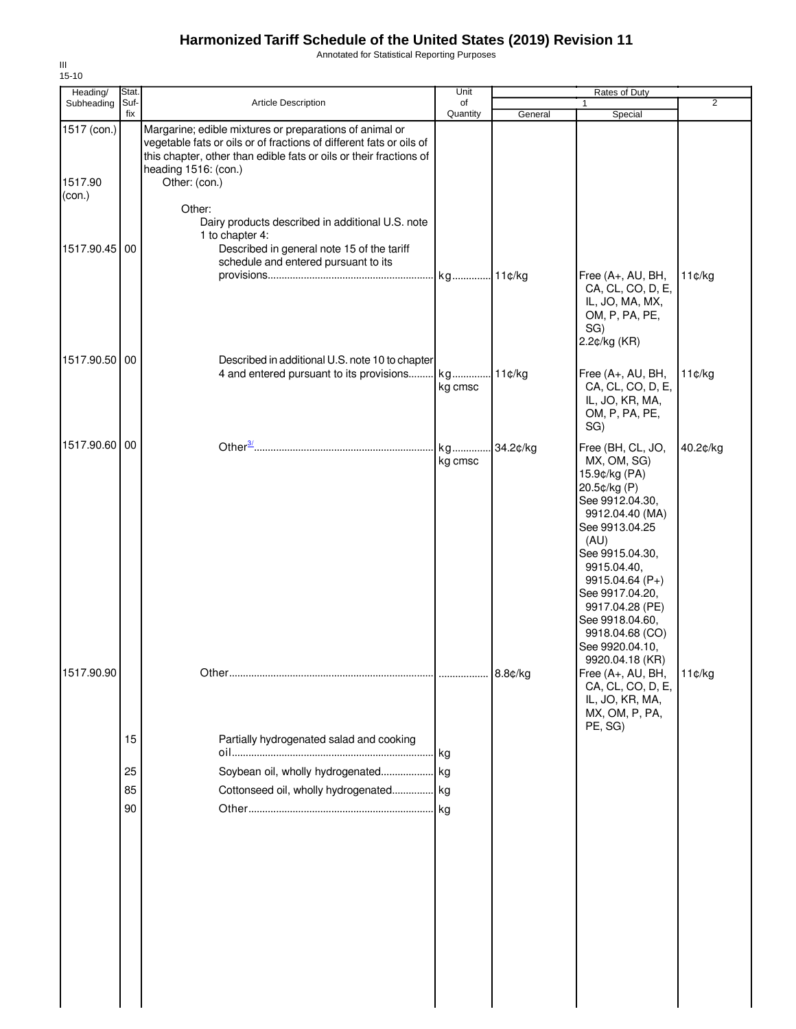# Harmonized Tariff Schedule of the United States (2019) Revision 11

Annotated for Statistical Reporting Purposes

III
15-10

| Heading/ Subheading | Stat. Suf- fix | Article Description | Unit of Quantity | Rates of Duty 1 General | Special | 2 |
|---|---|---|---|---|---|---|
| 1517 (con.) | | Margarine; edible mixtures or preparations of animal or vegetable fats or oils or of fractions of different fats or oils of this chapter, other than edible fats or oils or their fractions of heading 1516: (con.) | | | | |
| 1517.90 (con.) | | Other: (con.) | | | | |
| | | Other: | | | | |
| | | Dairy products described in additional U.S. note 1 to chapter 4: | | | | |
| 1517.90.45 | 00 | Described in general note 15 of the tariff schedule and entered pursuant to its provisions | kg | 11¢/kg | Free (A+, AU, BH, CA, CL, CO, D, E, IL, JO, MA, MX, OM, P, PA, PE, SG) 2.2¢/kg (KR) | 11¢/kg |
| 1517.90.50 | 00 | Described in additional U.S. note 10 to chapter 4 and entered pursuant to its provisions | kg kg cmsc | 11¢/kg | Free (A+, AU, BH, CA, CL, CO, D, E, IL, JO, KR, MA, OM, P, PA, PE, SG) | 11¢/kg |
| 1517.90.60 | 00 | Other[3/] | kg kg cmsc | 34.2¢/kg | Free (BH, CL, JO, MX, OM, SG) 15.9¢/kg (PA) 20.5¢/kg (P) See 9912.04.30, 9912.04.40 (MA) See 9913.04.25 (AU) See 9915.04.30, 9915.04.40, 9915.04.64 (P+) See 9917.04.20, 9917.04.28 (PE) See 9918.04.60, 9918.04.68 (CO) See 9920.04.10, 9920.04.18 (KR) | 40.2¢/kg |
| 1517.90.90 | | Other | | 8.8¢/kg | Free (A+, AU, BH, CA, CL, CO, D, E, IL, JO, KR, MA, MX, OM, P, PA, PE, SG) | 11¢/kg |
| | 15 | Partially hydrogenated salad and cooking oil | kg | | | |
| | 25 | Soybean oil, wholly hydrogenated | kg | | | |
| | 85 | Cottonseed oil, wholly hydrogenated | kg | | | |
| | 90 | Other | kg | | | |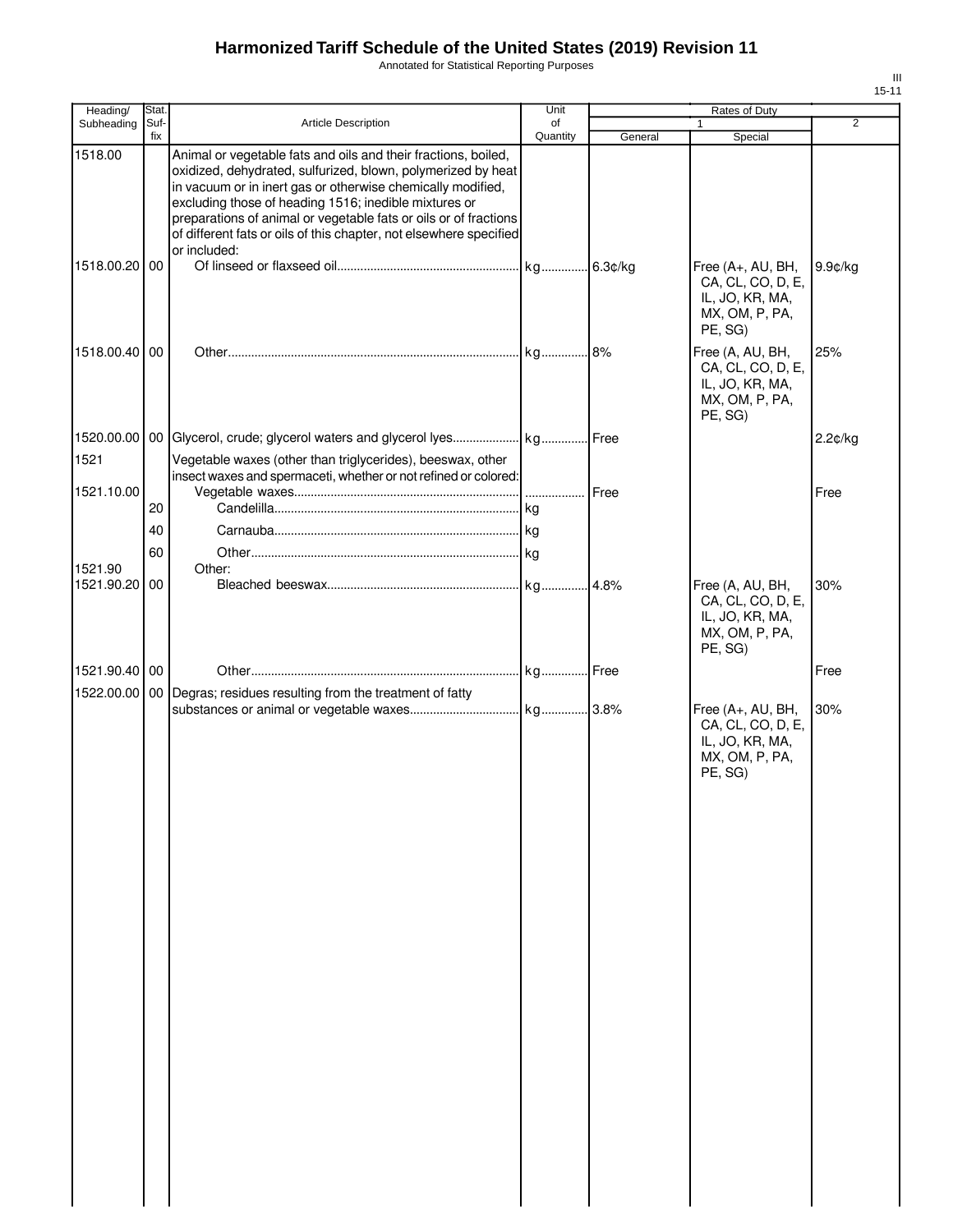# Harmonized Tariff Schedule of the United States (2019) Revision 11

Annotated for Statistical Reporting Purposes

III
15-11

| Heading/ Subheading | Stat. Suf-fix | Article Description | Unit of Quantity | Rates of Duty | | |
|---|---|---|---|---|---|---|
| | | | | 1 | | 2 |
| | | | | General | Special | |
| 1518.00 | | Animal or vegetable fats and oils and their fractions, boiled, oxidized, dehydrated, sulfurized, blown, polymerized by heat in vacuum or in inert gas or otherwise chemically modified, excluding those of heading 1516; inedible mixtures or preparations of animal or vegetable fats or oils or of fractions of different fats or oils of this chapter, not elsewhere specified or included: | | | | |
| 1518.00.20 | 00 | Of linseed or flaxseed oil | kg | 6.3¢/kg | Free (A+, AU, BH, CA, CL, CO, D, E, IL, JO, KR, MA, MX, OM, P, PA, PE, SG) | 9.9¢/kg |
| 1518.00.40 | 00 | Other | kg | 8% | Free (A, AU, BH, CA, CL, CO, D, E, IL, JO, KR, MA, MX, OM, P, PA, PE, SG) | 25% |
| 1520.00.00 | 00 | Glycerol, crude; glycerol waters and glycerol lyes | kg | Free | | 2.2¢/kg |
| 1521 | | Vegetable waxes (other than triglycerides), beeswax, other insect waxes and spermaceti, whether or not refined or colored: | | | | |
| 1521.10.00 | | Vegetable waxes | | Free | | Free |
| | 20 | Candelilla | kg | | | |
| | 40 | Carnauba | kg | | | |
| | 60 | Other | kg | | | |
| 1521.90 | | Other: | | | | |
| 1521.90.20 | 00 | Bleached beeswax | kg | 4.8% | Free (A, AU, BH, CA, CL, CO, D, E, IL, JO, KR, MA, MX, OM, P, PA, PE, SG) | 30% |
| 1521.90.40 | 00 | Other | kg | Free | | Free |
| 1522.00.00 | 00 | Degras; residues resulting from the treatment of fatty substances or animal or vegetable waxes | kg | 3.8% | Free (A+, AU, BH, CA, CL, CO, D, E, IL, JO, KR, MA, MX, OM, P, PA, PE, SG) | 30% |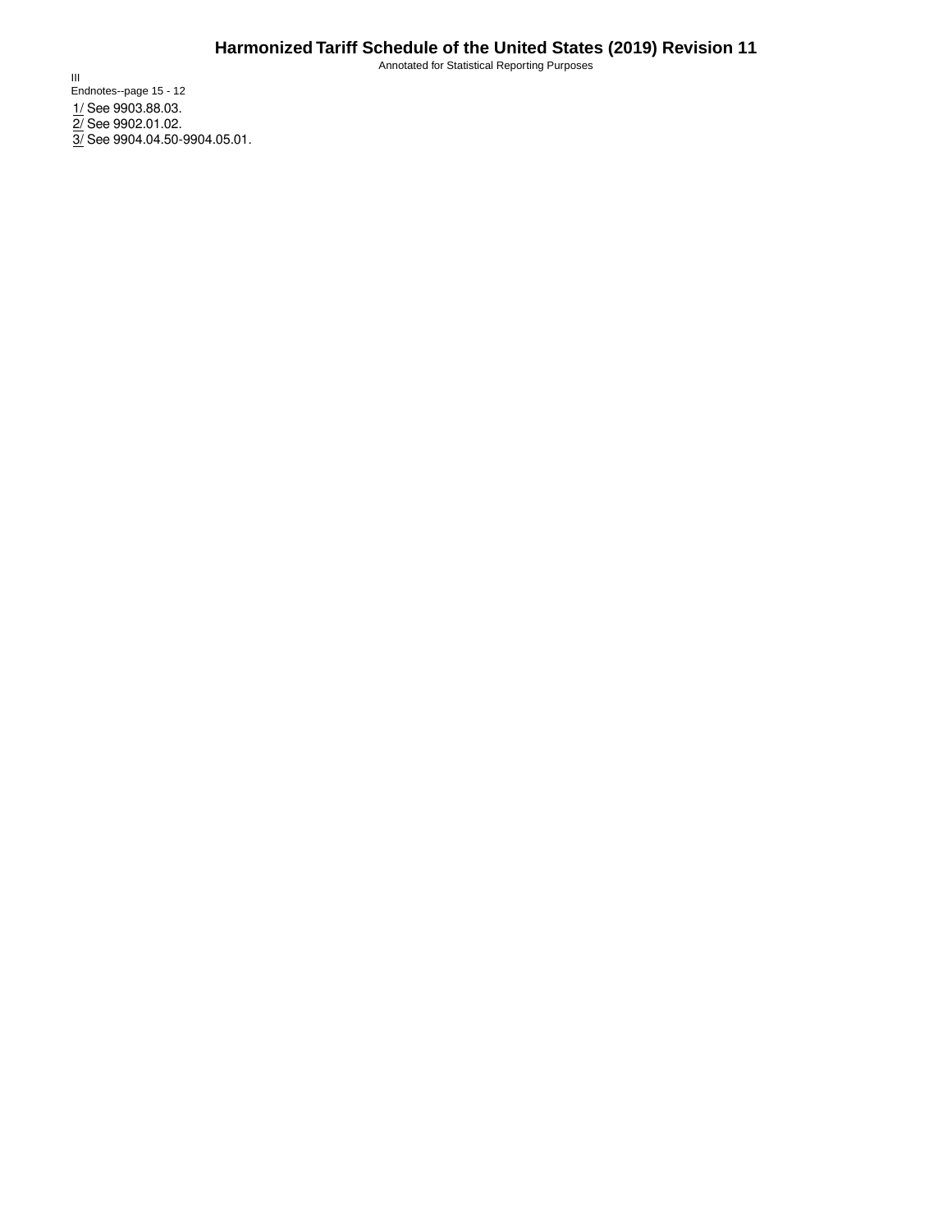1/ See 9903.88.03.
2/ See 9902.01.02.
3/ See 9904.04.50-9904.05.01.